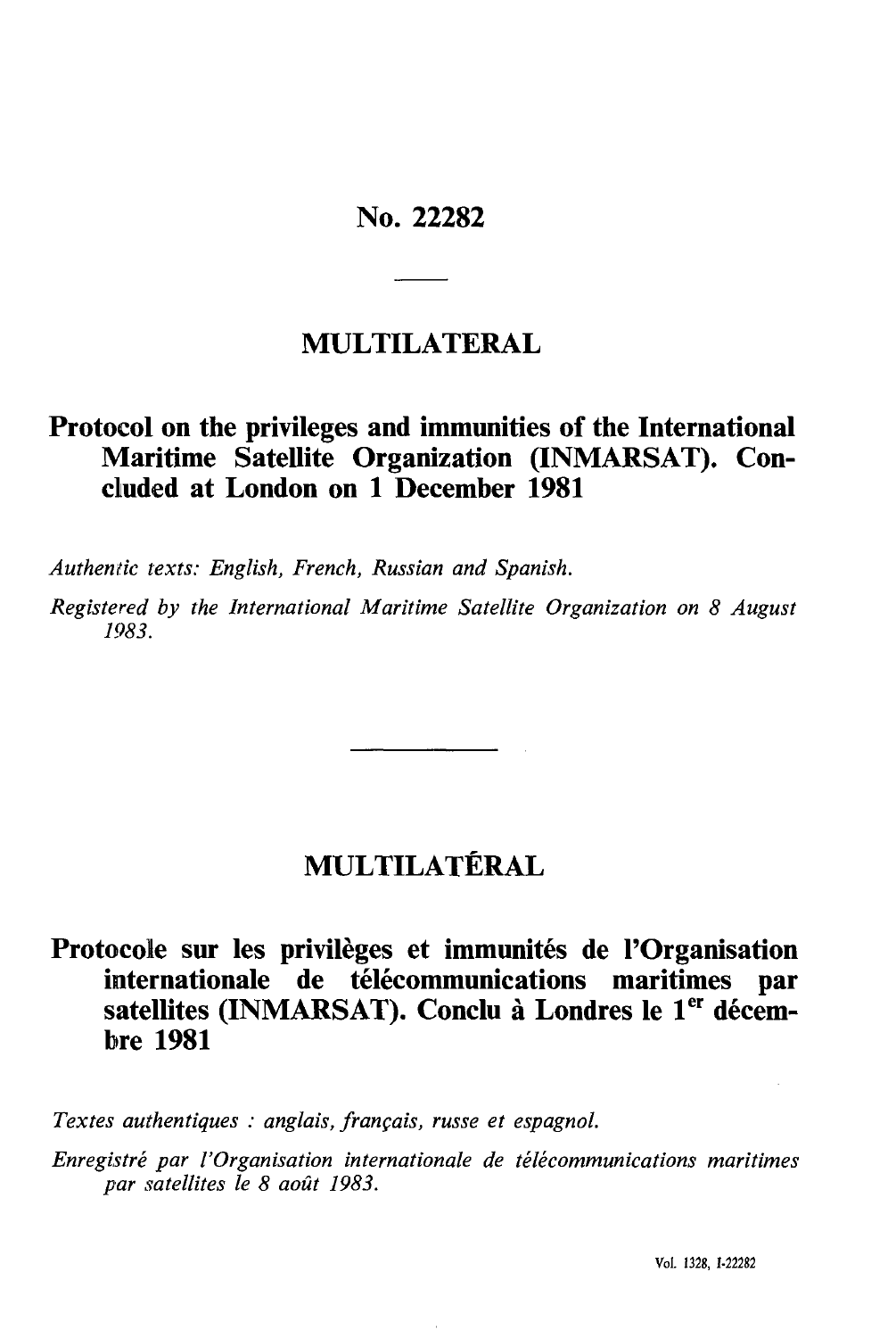# No. 22282

## MULTILATERAL

### Protocol on the privileges and immunities of the International Maritime Satellite Organization (INMARSAT). Concluded at London on 1 December 1981

*Authentic texts: English, French, Russian and Spanish.*

*Registered by the International Maritime Satellite Organization on 8 August 1983.*

## MULTILATÉRAL

### Protocole sur les privilèges et immunités de l'Organisation internationale de télécommunications maritimes par satellites (INMARSAT). Conclu à Londres le 1er décembre 1981

*Textes authentiques : anglais, français, russe et espagnol.*

*Enregistré par l'Organisation internationale de télécommunications maritimes par satellites le 8 août 1983.*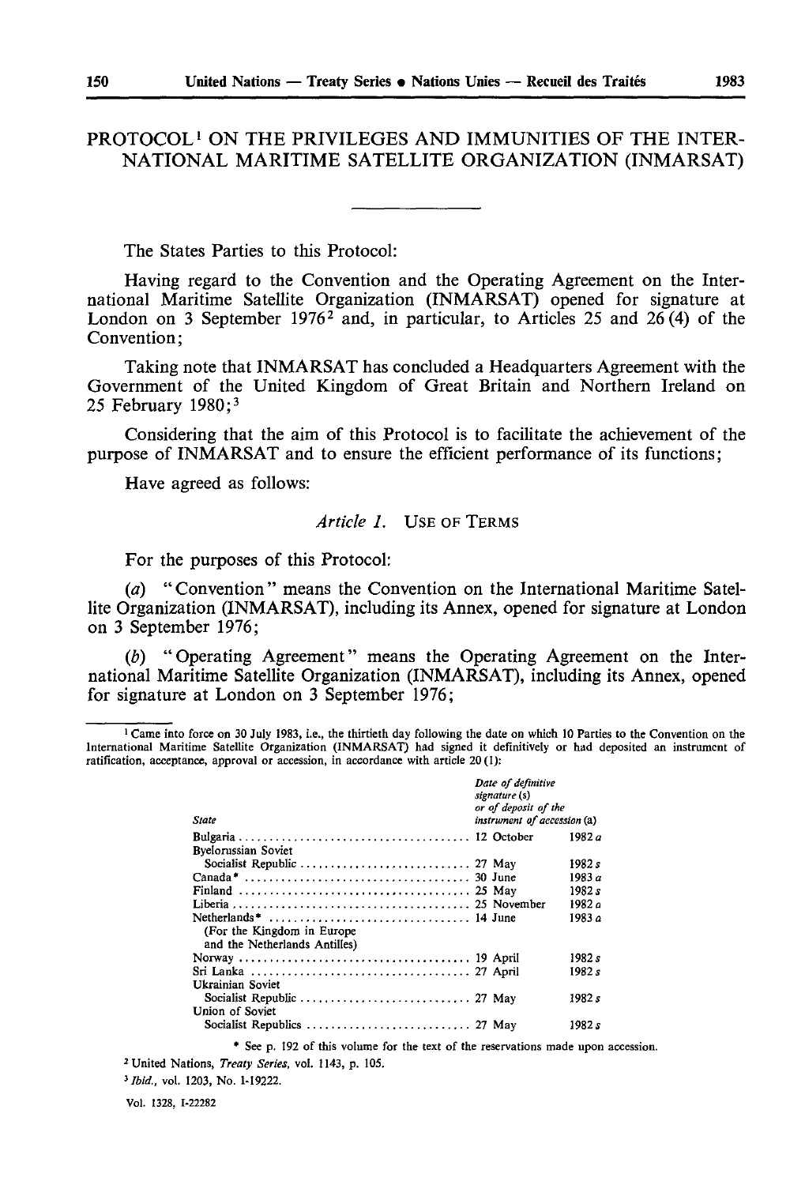# PROTOCOL[1] ON THE PRIVILEGES AND IMMUNITIES OF THE INTERNATIONAL MARITIME SATELLITE ORGANIZATION (INMARSAT)

The States Parties to this Protocol:

Having regard to the Convention and the Operating Agreement on the International Maritime Satellite Organization (INMARSAT) opened for signature at London on 3 September 1976[2] and, in particular, to Articles 25 and 26 (4) of the Convention;

Taking note that INMARSAT has concluded a Headquarters Agreement with the Government of the United Kingdom of Great Britain and Northern Ireland on 25 February 1980;[3]

Considering that the aim of this Protocol is to facilitate the achievement of the purpose of INMARSAT and to ensure the efficient performance of its functions;

Have agreed as follows:

*Article 1.* USE OF TERMS

For the purposes of this Protocol:

(*a*) "Convention" means the Convention on the International Maritime Satellite Organization (INMARSAT), including its Annex, opened for signature at London on 3 September 1976;

(*b*) "Operating Agreement" means the Operating Agreement on the International Maritime Satellite Organization (INMARSAT), including its Annex, opened for signature at London on 3 September 1976;

---

[1] Came into force on 30 July 1983, i.e., the thirtieth day following the date on which 10 Parties to the Convention on the International Maritime Satellite Organization (INMARSAT) had signed it definitively or had deposited an instrument of ratification, acceptance, approval or accession, in accordance with article 20 (1):

| State | Date of definitive signature (s) or of deposit of the instrument of accession (a) |
|---|---|
| Bulgaria | 12 October 1982 *a* |
| Byelorussian Soviet Socialist Republic | 27 May 1982 *s* |
| Canada* | 30 June 1983 *a* |
| Finland | 25 May 1982 *s* |
| Liberia | 25 November 1982 *a* |
| Netherlands* (For the Kingdom in Europe and the Netherlands Antilles) | 14 June 1983 *a* |
| Norway | 19 April 1982 *s* |
| Sri Lanka | 27 April 1982 *s* |
| Ukrainian Soviet Socialist Republic | 27 May 1982 *s* |
| Union of Soviet Socialist Republics | 27 May 1982 *s* |

\* See p. 192 of this volume for the text of the reservations made upon accession.

[2] United Nations, *Treaty Series*, vol. 1143, p. 105.

[3] *Ibid.*, vol. 1203, No. I-19222.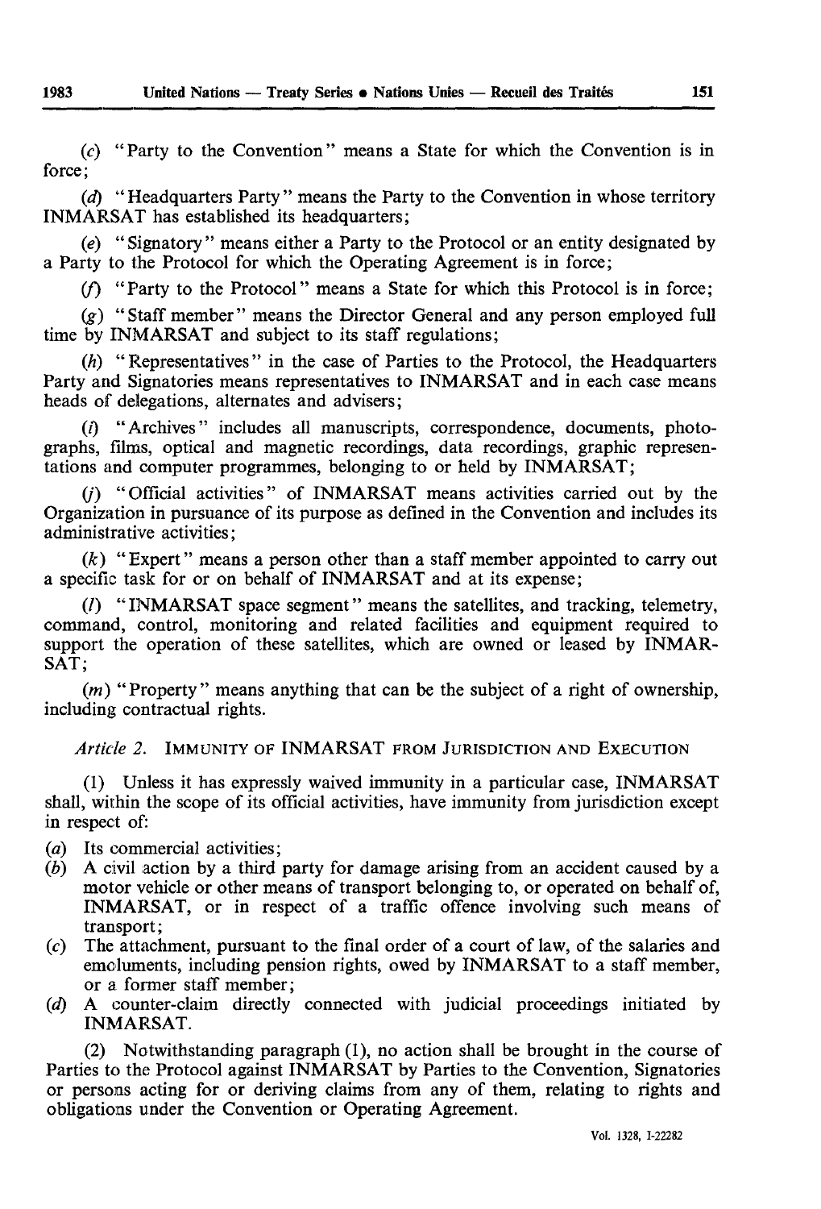(*c*) "Party to the Convention" means a State for which the Convention is in force;

(*d*) "Headquarters Party" means the Party to the Convention in whose territory INMARSAT has established its headquarters;

(*e*) "Signatory" means either a Party to the Protocol or an entity designated by a Party to the Protocol for which the Operating Agreement is in force;

(*f*) "Party to the Protocol" means a State for which this Protocol is in force;

(*g*) "Staff member" means the Director General and any person employed full time by INMARSAT and subject to its staff regulations;

(*h*) "Representatives" in the case of Parties to the Protocol, the Headquarters Party and Signatories means representatives to INMARSAT and in each case means heads of delegations, alternates and advisers;

(*i*) "Archives" includes all manuscripts, correspondence, documents, photographs, films, optical and magnetic recordings, data recordings, graphic representations and computer programmes, belonging to or held by INMARSAT;

(*j*) "Official activities" of INMARSAT means activities carried out by the Organization in pursuance of its purpose as defined in the Convention and includes its administrative activities;

(*k*) "Expert" means a person other than a staff member appointed to carry out a specific task for or on behalf of INMARSAT and at its expense;

(*l*) "INMARSAT space segment" means the satellites, and tracking, telemetry, command, control, monitoring and related facilities and equipment required to support the operation of these satellites, which are owned or leased by INMARSAT;

(*m*) "Property" means anything that can be the subject of a right of ownership, including contractual rights.

*Article 2.* IMMUNITY OF INMARSAT FROM JURISDICTION AND EXECUTION

(1) Unless it has expressly waived immunity in a particular case, INMARSAT shall, within the scope of its official activities, have immunity from jurisdiction except in respect of:

(*a*) Its commercial activities;
(*b*) A civil action by a third party for damage arising from an accident caused by a motor vehicle or other means of transport belonging to, or operated on behalf of, INMARSAT, or in respect of a traffic offence involving such means of transport;
(*c*) The attachment, pursuant to the final order of a court of law, of the salaries and emoluments, including pension rights, owed by INMARSAT to a staff member, or a former staff member;
(*d*) A counter-claim directly connected with judicial proceedings initiated by INMARSAT.

(2) Notwithstanding paragraph (1), no action shall be brought in the course of Parties to the Protocol against INMARSAT by Parties to the Convention, Signatories or persons acting for or deriving claims from any of them, relating to rights and obligations under the Convention or Operating Agreement.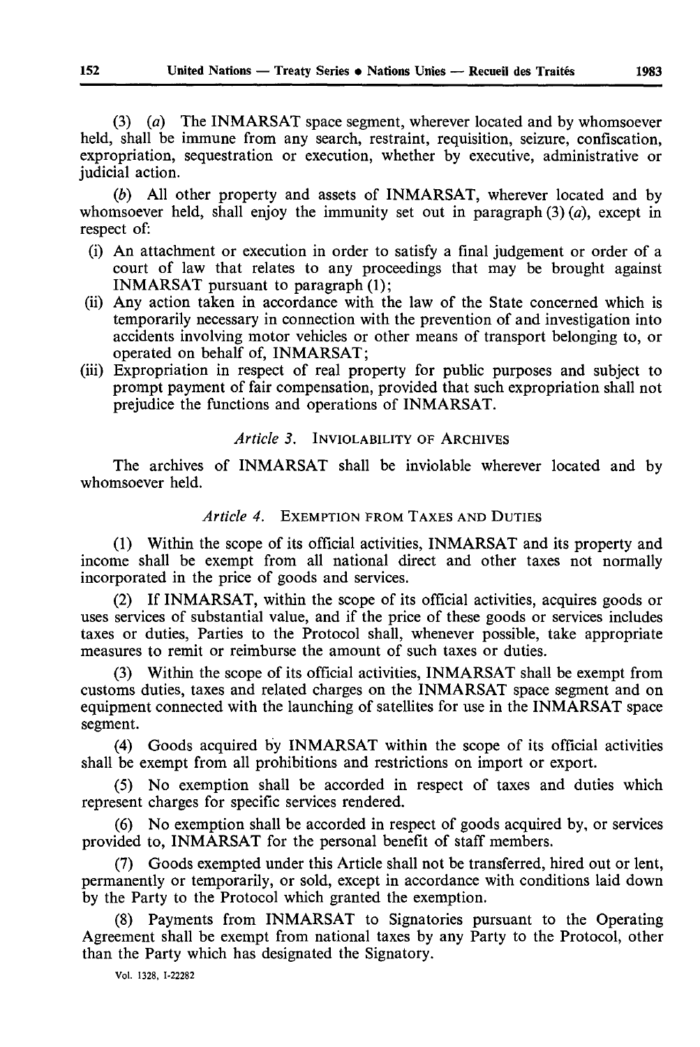(3) (*a*) The INMARSAT space segment, wherever located and by whomsoever held, shall be immune from any search, restraint, requisition, seizure, confiscation, expropriation, sequestration or execution, whether by executive, administrative or judicial action.

(*b*) All other property and assets of INMARSAT, wherever located and by whomsoever held, shall enjoy the immunity set out in paragraph (3) (*a*), except in respect of:

- (i) An attachment or execution in order to satisfy a final judgement or order of a court of law that relates to any proceedings that may be brought against INMARSAT pursuant to paragraph (1);
- (ii) Any action taken in accordance with the law of the State concerned which is temporarily necessary in connection with the prevention of and investigation into accidents involving motor vehicles or other means of transport belonging to, or operated on behalf of, INMARSAT;
- (iii) Expropriation in respect of real property for public purposes and subject to prompt payment of fair compensation, provided that such expropriation shall not prejudice the functions and operations of INMARSAT.

### *Article 3.* INVIOLABILITY OF ARCHIVES

The archives of INMARSAT shall be inviolable wherever located and by whomsoever held.

### *Article 4.* EXEMPTION FROM TAXES AND DUTIES

(1) Within the scope of its official activities, INMARSAT and its property and income shall be exempt from all national direct and other taxes not normally incorporated in the price of goods and services.

(2) If INMARSAT, within the scope of its official activities, acquires goods or uses services of substantial value, and if the price of these goods or services includes taxes or duties, Parties to the Protocol shall, whenever possible, take appropriate measures to remit or reimburse the amount of such taxes or duties.

(3) Within the scope of its official activities, INMARSAT shall be exempt from customs duties, taxes and related charges on the INMARSAT space segment and on equipment connected with the launching of satellites for use in the INMARSAT space segment.

(4) Goods acquired by INMARSAT within the scope of its official activities shall be exempt from all prohibitions and restrictions on import or export.

(5) No exemption shall be accorded in respect of taxes and duties which represent charges for specific services rendered.

(6) No exemption shall be accorded in respect of goods acquired by, or services provided to, INMARSAT for the personal benefit of staff members.

(7) Goods exempted under this Article shall not be transferred, hired out or lent, permanently or temporarily, or sold, except in accordance with conditions laid down by the Party to the Protocol which granted the exemption.

(8) Payments from INMARSAT to Signatories pursuant to the Operating Agreement shall be exempt from national taxes by any Party to the Protocol, other than the Party which has designated the Signatory.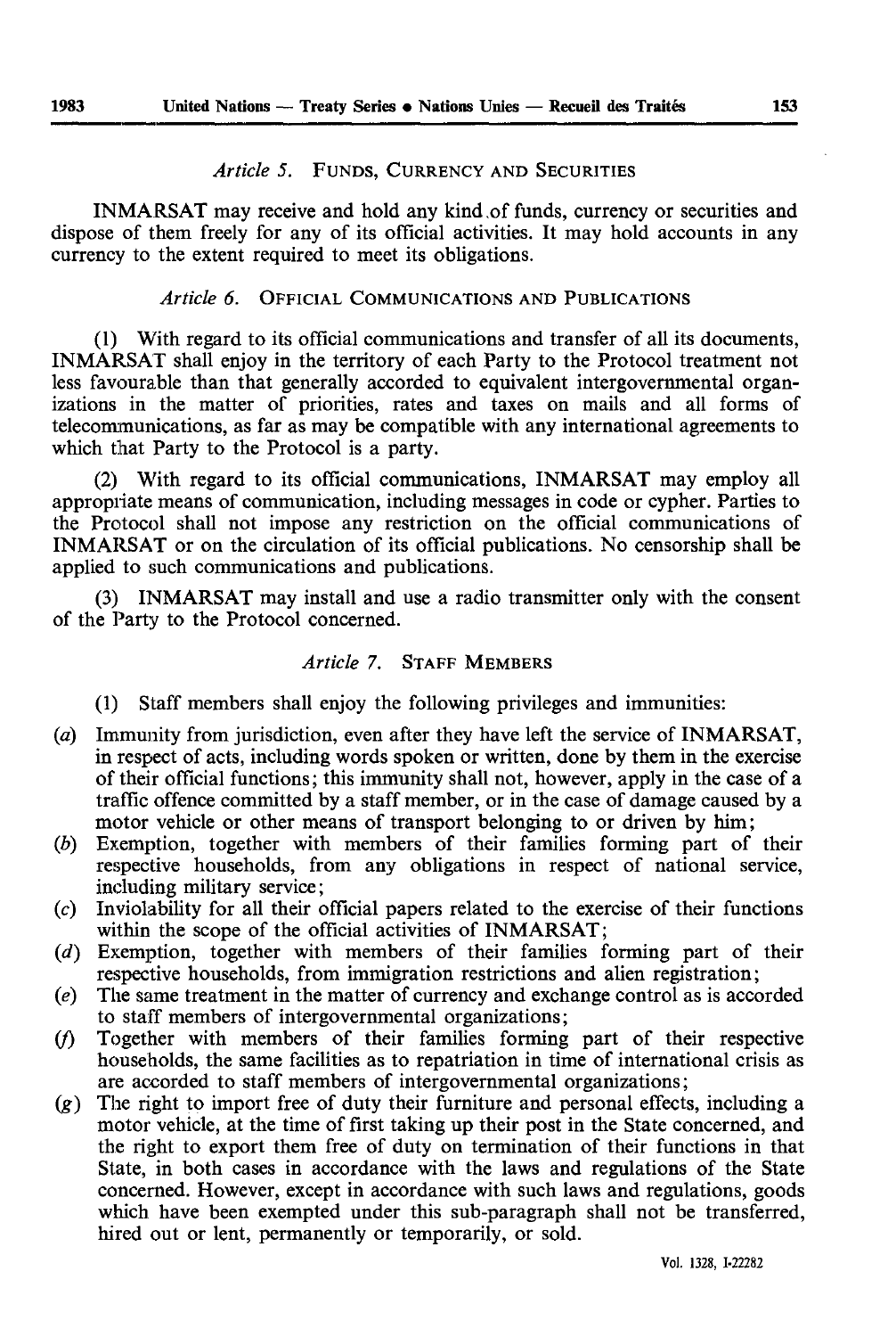### *Article 5.* Funds, Currency and Securities

INMARSAT may receive and hold any kind of funds, currency or securities and dispose of them freely for any of its official activities. It may hold accounts in any currency to the extent required to meet its obligations.

### *Article 6.* Official Communications and Publications

(1) With regard to its official communications and transfer of all its documents, INMARSAT shall enjoy in the territory of each Party to the Protocol treatment not less favourable than that generally accorded to equivalent intergovernmental organizations in the matter of priorities, rates and taxes on mails and all forms of telecommunications, as far as may be compatible with any international agreements to which that Party to the Protocol is a party.

(2) With regard to its official communications, INMARSAT may employ all appropriate means of communication, including messages in code or cypher. Parties to the Protocol shall not impose any restriction on the official communications of INMARSAT or on the circulation of its official publications. No censorship shall be applied to such communications and publications.

(3) INMARSAT may install and use a radio transmitter only with the consent of the Party to the Protocol concerned.

### *Article 7.* Staff Members

(1) Staff members shall enjoy the following privileges and immunities:

(*a*) Immunity from jurisdiction, even after they have left the service of INMARSAT, in respect of acts, including words spoken or written, done by them in the exercise of their official functions; this immunity shall not, however, apply in the case of a traffic offence committed by a staff member, or in the case of damage caused by a motor vehicle or other means of transport belonging to or driven by him;

(*b*) Exemption, together with members of their families forming part of their respective households, from any obligations in respect of national service, including military service;

(*c*) Inviolability for all their official papers related to the exercise of their functions within the scope of the official activities of INMARSAT;

(*d*) Exemption, together with members of their families forming part of their respective households, from immigration restrictions and alien registration;

(*e*) The same treatment in the matter of currency and exchange control as is accorded to staff members of intergovernmental organizations;

(*f*) Together with members of their families forming part of their respective households, the same facilities as to repatriation in time of international crisis as are accorded to staff members of intergovernmental organizations;

(*g*) The right to import free of duty their furniture and personal effects, including a motor vehicle, at the time of first taking up their post in the State concerned, and the right to export them free of duty on termination of their functions in that State, in both cases in accordance with the laws and regulations of the State concerned. However, except in accordance with such laws and regulations, goods which have been exempted under this sub-paragraph shall not be transferred, hired out or lent, permanently or temporarily, or sold.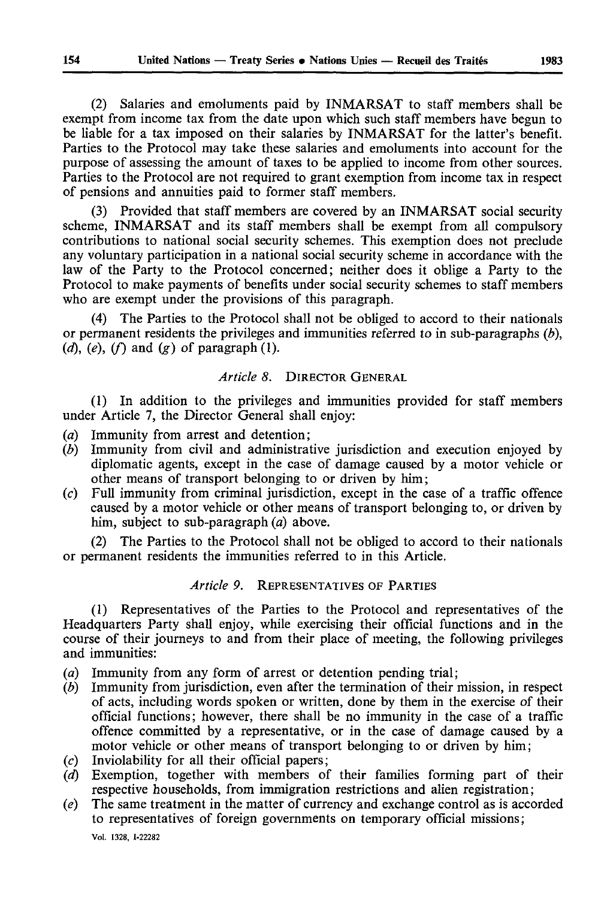(2) Salaries and emoluments paid by INMARSAT to staff members shall be exempt from income tax from the date upon which such staff members have begun to be liable for a tax imposed on their salaries by INMARSAT for the latter's benefit. Parties to the Protocol may take these salaries and emoluments into account for the purpose of assessing the amount of taxes to be applied to income from other sources. Parties to the Protocol are not required to grant exemption from income tax in respect of pensions and annuities paid to former staff members.

(3) Provided that staff members are covered by an INMARSAT social security scheme, INMARSAT and its staff members shall be exempt from all compulsory contributions to national social security schemes. This exemption does not preclude any voluntary participation in a national social security scheme in accordance with the law of the Party to the Protocol concerned; neither does it oblige a Party to the Protocol to make payments of benefits under social security schemes to staff members who are exempt under the provisions of this paragraph.

(4) The Parties to the Protocol shall not be obliged to accord to their nationals or permanent residents the privileges and immunities referred to in sub-paragraphs (*b*), (*d*), (*e*), (*f*) and (*g*) of paragraph (1).

### *Article 8.* DIRECTOR GENERAL

(1) In addition to the privileges and immunities provided for staff members under Article 7, the Director General shall enjoy:

(*a*) Immunity from arrest and detention;
(*b*) Immunity from civil and administrative jurisdiction and execution enjoyed by diplomatic agents, except in the case of damage caused by a motor vehicle or other means of transport belonging to or driven by him;
(*c*) Full immunity from criminal jurisdiction, except in the case of a traffic offence caused by a motor vehicle or other means of transport belonging to, or driven by him, subject to sub-paragraph (*a*) above.

(2) The Parties to the Protocol shall not be obliged to accord to their nationals or permanent residents the immunities referred to in this Article.

### *Article 9.* REPRESENTATIVES OF PARTIES

(1) Representatives of the Parties to the Protocol and representatives of the Headquarters Party shall enjoy, while exercising their official functions and in the course of their journeys to and from their place of meeting, the following privileges and immunities:

(*a*) Immunity from any form of arrest or detention pending trial;
(*b*) Immunity from jurisdiction, even after the termination of their mission, in respect of acts, including words spoken or written, done by them in the exercise of their official functions; however, there shall be no immunity in the case of a traffic offence committed by a representative, or in the case of damage caused by a motor vehicle or other means of transport belonging to or driven by him;
(*c*) Inviolability for all their official papers;
(*d*) Exemption, together with members of their families forming part of their respective households, from immigration restrictions and alien registration;
(*e*) The same treatment in the matter of currency and exchange control as is accorded to representatives of foreign governments on temporary official missions;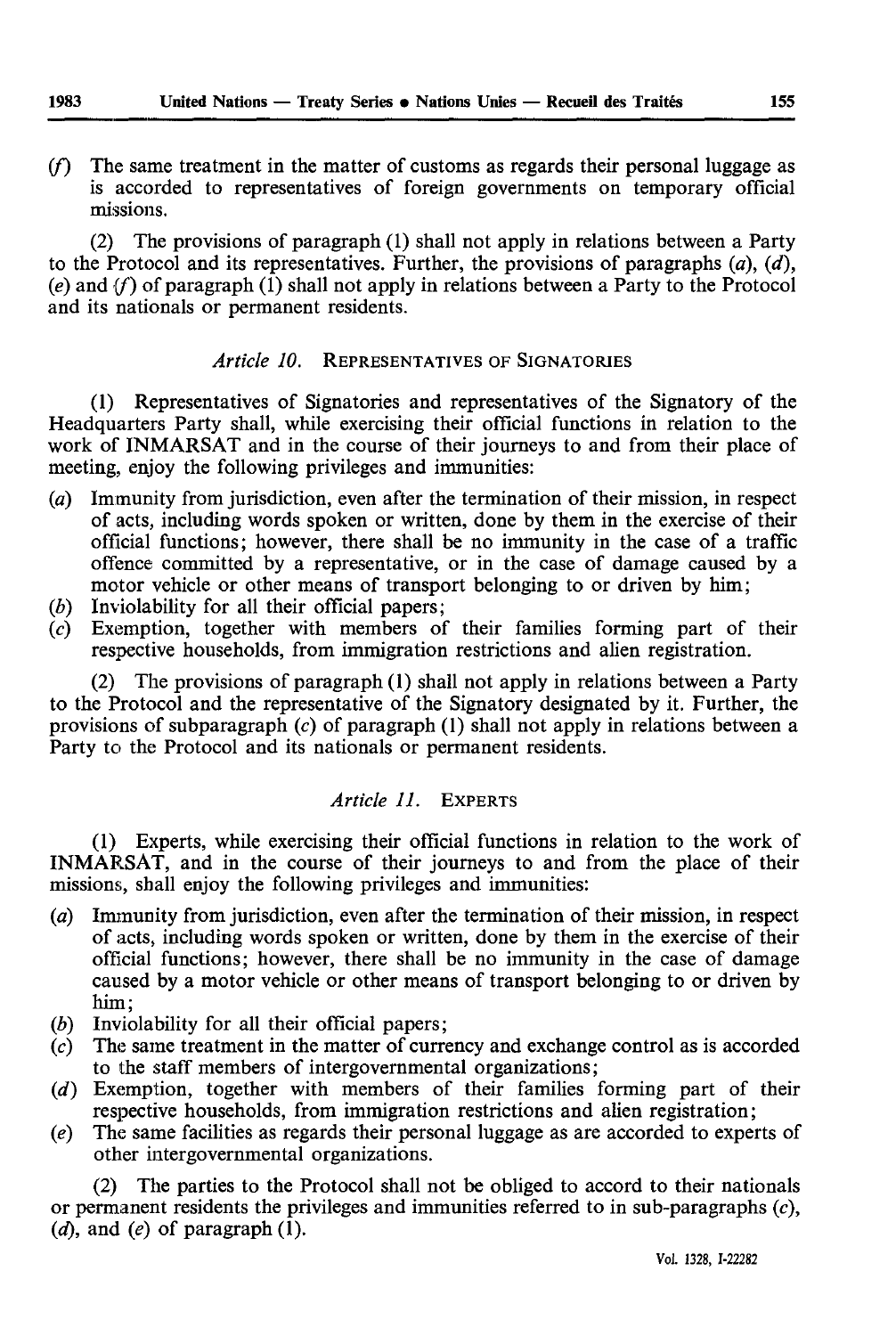(*f*) The same treatment in the matter of customs as regards their personal luggage as is accorded to representatives of foreign governments on temporary official missions.

(2) The provisions of paragraph (1) shall not apply in relations between a Party to the Protocol and its representatives. Further, the provisions of paragraphs (*a*), (*d*), (*e*) and (*f*) of paragraph (1) shall not apply in relations between a Party to the Protocol and its nationals or permanent residents.

### *Article 10.* REPRESENTATIVES OF SIGNATORIES

(1) Representatives of Signatories and representatives of the Signatory of the Headquarters Party shall, while exercising their official functions in relation to the work of INMARSAT and in the course of their journeys to and from their place of meeting, enjoy the following privileges and immunities:

(*a*) Immunity from jurisdiction, even after the termination of their mission, in respect of acts, including words spoken or written, done by them in the exercise of their official functions; however, there shall be no immunity in the case of a traffic offence committed by a representative, or in the case of damage caused by a motor vehicle or other means of transport belonging to or driven by him;
(*b*) Inviolability for all their official papers;
(*c*) Exemption, together with members of their families forming part of their respective households, from immigration restrictions and alien registration.

(2) The provisions of paragraph (1) shall not apply in relations between a Party to the Protocol and the representative of the Signatory designated by it. Further, the provisions of subparagraph (*c*) of paragraph (1) shall not apply in relations between a Party to the Protocol and its nationals or permanent residents.

### *Article 11.* EXPERTS

(1) Experts, while exercising their official functions in relation to the work of INMARSAT, and in the course of their journeys to and from the place of their missions, shall enjoy the following privileges and immunities:

(*a*) Immunity from jurisdiction, even after the termination of their mission, in respect of acts, including words spoken or written, done by them in the exercise of their official functions; however, there shall be no immunity in the case of damage caused by a motor vehicle or other means of transport belonging to or driven by him;
(*b*) Inviolability for all their official papers;
(*c*) The same treatment in the matter of currency and exchange control as is accorded to the staff members of intergovernmental organizations;
(*d*) Exemption, together with members of their families forming part of their respective households, from immigration restrictions and alien registration;
(*e*) The same facilities as regards their personal luggage as are accorded to experts of other intergovernmental organizations.

(2) The parties to the Protocol shall not be obliged to accord to their nationals or permanent residents the privileges and immunities referred to in sub-paragraphs (*c*), (*d*), and (*e*) of paragraph (1).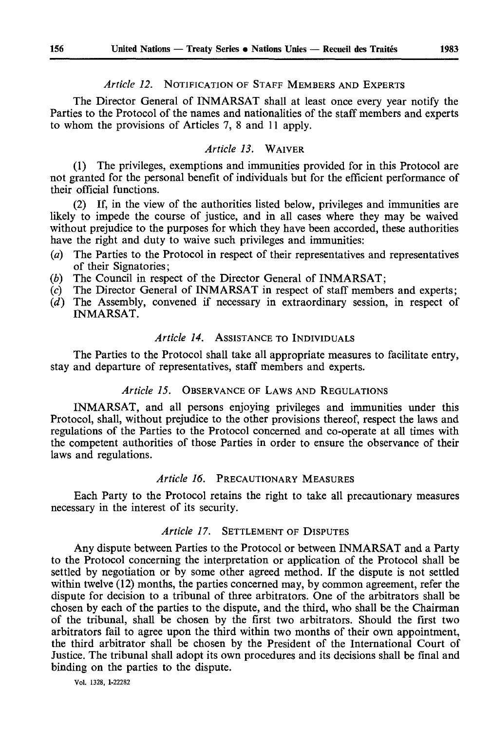*Article 12.* NOTIFICATION OF STAFF MEMBERS AND EXPERTS

The Director General of INMARSAT shall at least once every year notify the Parties to the Protocol of the names and nationalities of the staff members and experts to whom the provisions of Articles 7, 8 and 11 apply.

*Article 13.* WAIVER

(1) The privileges, exemptions and immunities provided for in this Protocol are not granted for the personal benefit of individuals but for the efficient performance of their official functions.

(2) If, in the view of the authorities listed below, privileges and immunities are likely to impede the course of justice, and in all cases where they may be waived without prejudice to the purposes for which they have been accorded, these authorities have the right and duty to waive such privileges and immunities:

(*a*) The Parties to the Protocol in respect of their representatives and representatives of their Signatories;
(*b*) The Council in respect of the Director General of INMARSAT;
(*c*) The Director General of INMARSAT in respect of staff members and experts;
(*d*) The Assembly, convened if necessary in extraordinary session, in respect of INMARSAT.

*Article 14.* ASSISTANCE TO INDIVIDUALS

The Parties to the Protocol shall take all appropriate measures to facilitate entry, stay and departure of representatives, staff members and experts.

*Article 15.* OBSERVANCE OF LAWS AND REGULATIONS

INMARSAT, and all persons enjoying privileges and immunities under this Protocol, shall, without prejudice to the other provisions thereof, respect the laws and regulations of the Parties to the Protocol concerned and co-operate at all times with the competent authorities of those Parties in order to ensure the observance of their laws and regulations.

*Article 16.* PRECAUTIONARY MEASURES

Each Party to the Protocol retains the right to take all precautionary measures necessary in the interest of its security.

*Article 17.* SETTLEMENT OF DISPUTES

Any dispute between Parties to the Protocol or between INMARSAT and a Party to the Protocol concerning the interpretation or application of the Protocol shall be settled by negotiation or by some other agreed method. If the dispute is not settled within twelve (12) months, the parties concerned may, by common agreement, refer the dispute for decision to a tribunal of three arbitrators. One of the arbitrators shall be chosen by each of the parties to the dispute, and the third, who shall be the Chairman of the tribunal, shall be chosen by the first two arbitrators. Should the first two arbitrators fail to agree upon the third within two months of their own appointment, the third arbitrator shall be chosen by the President of the International Court of Justice. The tribunal shall adopt its own procedures and its decisions shall be final and binding on the parties to the dispute.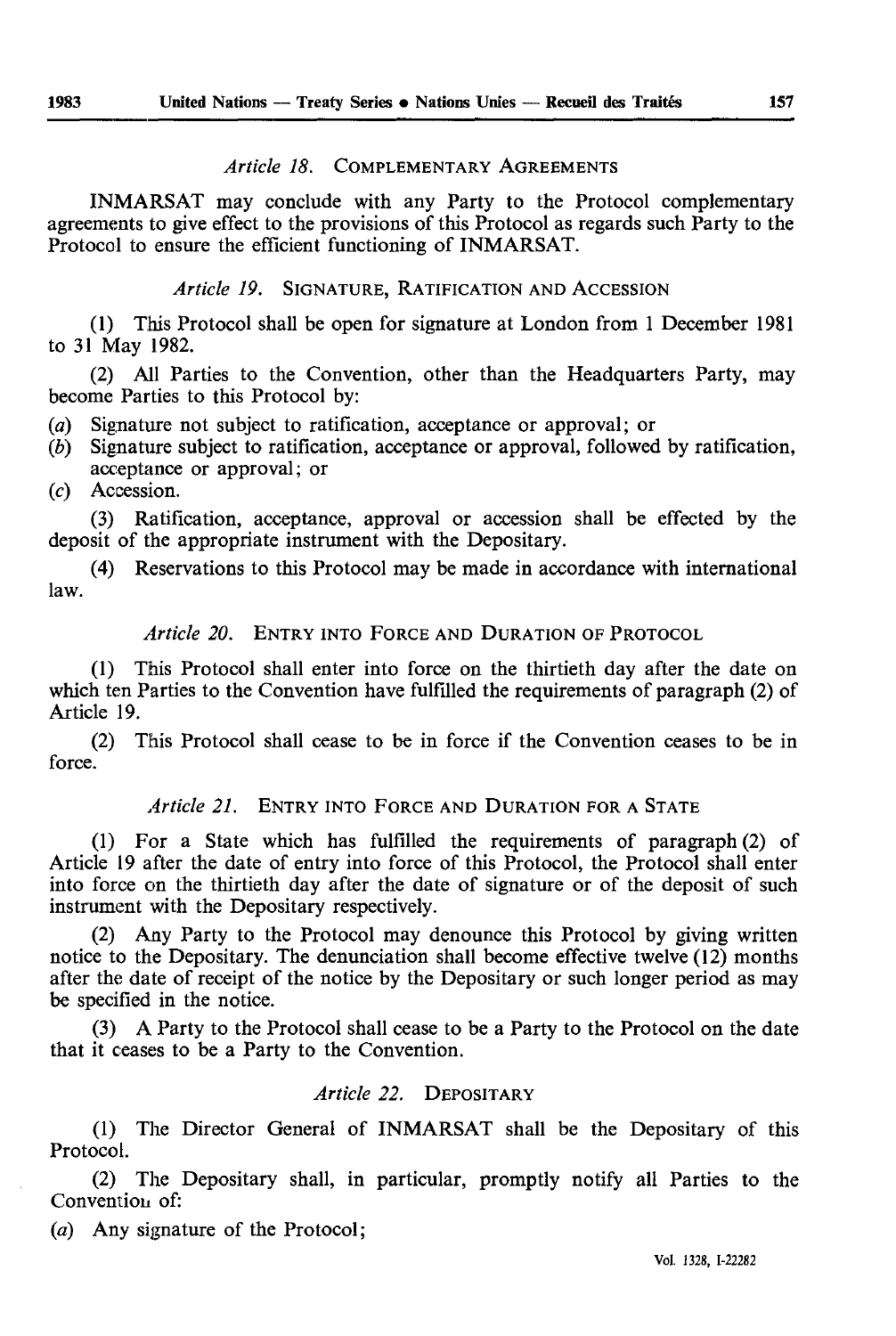*Article 18.* COMPLEMENTARY AGREEMENTS

INMARSAT may conclude with any Party to the Protocol complementary agreements to give effect to the provisions of this Protocol as regards such Party to the Protocol to ensure the efficient functioning of INMARSAT.

*Article 19.* SIGNATURE, RATIFICATION AND ACCESSION

(1) This Protocol shall be open for signature at London from 1 December 1981 to 31 May 1982.

(2) All Parties to the Convention, other than the Headquarters Party, may become Parties to this Protocol by:

(*a*) Signature not subject to ratification, acceptance or approval; or
(*b*) Signature subject to ratification, acceptance or approval, followed by ratification, acceptance or approval; or
(*c*) Accession.

(3) Ratification, acceptance, approval or accession shall be effected by the deposit of the appropriate instrument with the Depositary.

(4) Reservations to this Protocol may be made in accordance with international law.

*Article 20.* ENTRY INTO FORCE AND DURATION OF PROTOCOL

(1) This Protocol shall enter into force on the thirtieth day after the date on which ten Parties to the Convention have fulfilled the requirements of paragraph (2) of Article 19.

(2) This Protocol shall cease to be in force if the Convention ceases to be in force.

*Article 21.* ENTRY INTO FORCE AND DURATION FOR A STATE

(1) For a State which has fulfilled the requirements of paragraph (2) of Article 19 after the date of entry into force of this Protocol, the Protocol shall enter into force on the thirtieth day after the date of signature or of the deposit of such instrument with the Depositary respectively.

(2) Any Party to the Protocol may denounce this Protocol by giving written notice to the Depositary. The denunciation shall become effective twelve (12) months after the date of receipt of the notice by the Depositary or such longer period as may be specified in the notice.

(3) A Party to the Protocol shall cease to be a Party to the Protocol on the date that it ceases to be a Party to the Convention.

*Article 22.* DEPOSITARY

(1) The Director General of INMARSAT shall be the Depositary of this Protocol.

(2) The Depositary shall, in particular, promptly notify all Parties to the Convention of:

(*a*) Any signature of the Protocol;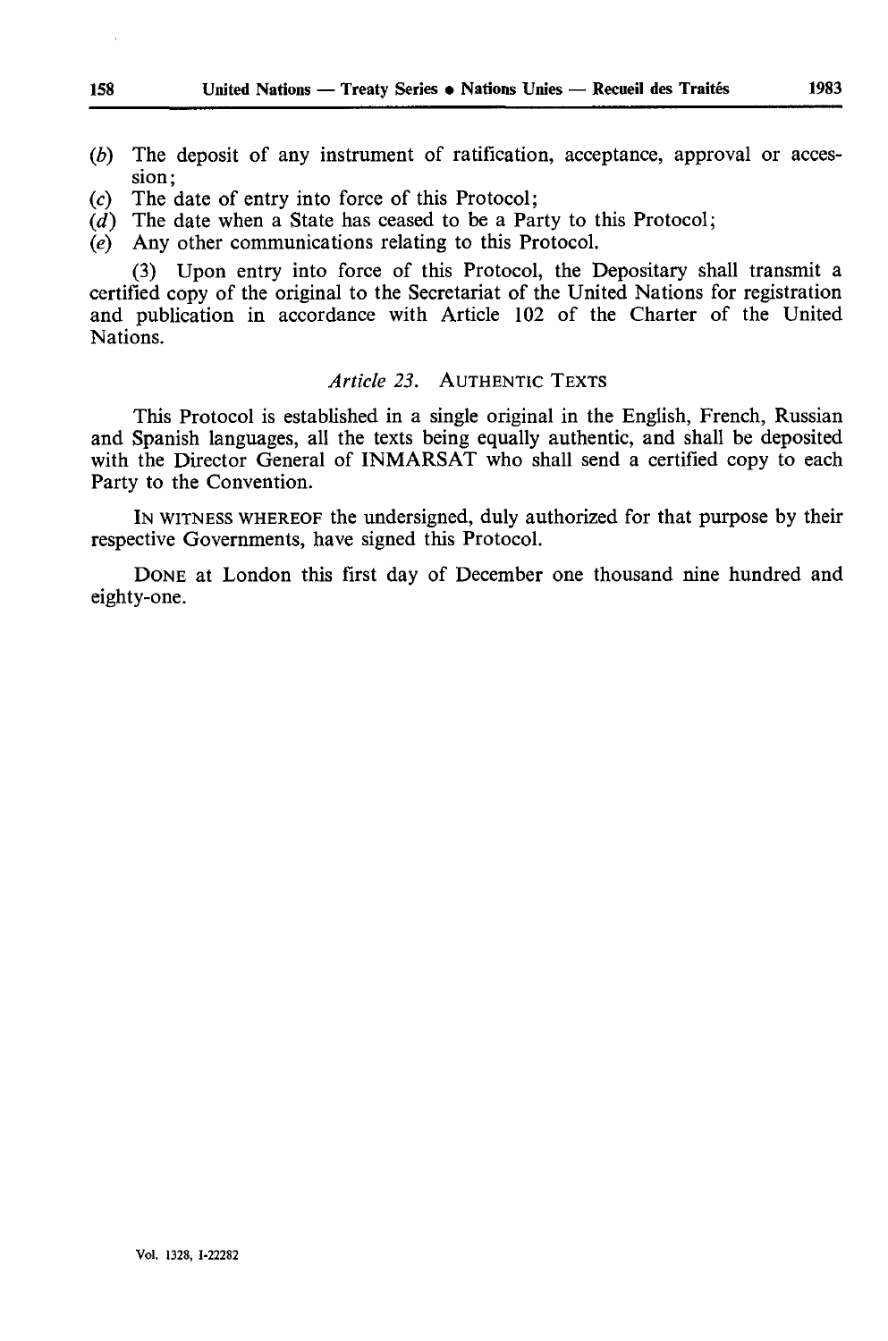(*b*) The deposit of any instrument of ratification, acceptance, approval or accession;
(*c*) The date of entry into force of this Protocol;
(*d*) The date when a State has ceased to be a Party to this Protocol;
(*e*) Any other communications relating to this Protocol.

(3) Upon entry into force of this Protocol, the Depositary shall transmit a certified copy of the original to the Secretariat of the United Nations for registration and publication in accordance with Article 102 of the Charter of the United Nations.

*Article 23.* AUTHENTIC TEXTS

This Protocol is established in a single original in the English, French, Russian and Spanish languages, all the texts being equally authentic, and shall be deposited with the Director General of INMARSAT who shall send a certified copy to each Party to the Convention.

IN WITNESS WHEREOF the undersigned, duly authorized for that purpose by their respective Governments, have signed this Protocol.

DONE at London this first day of December one thousand nine hundred and eighty-one.